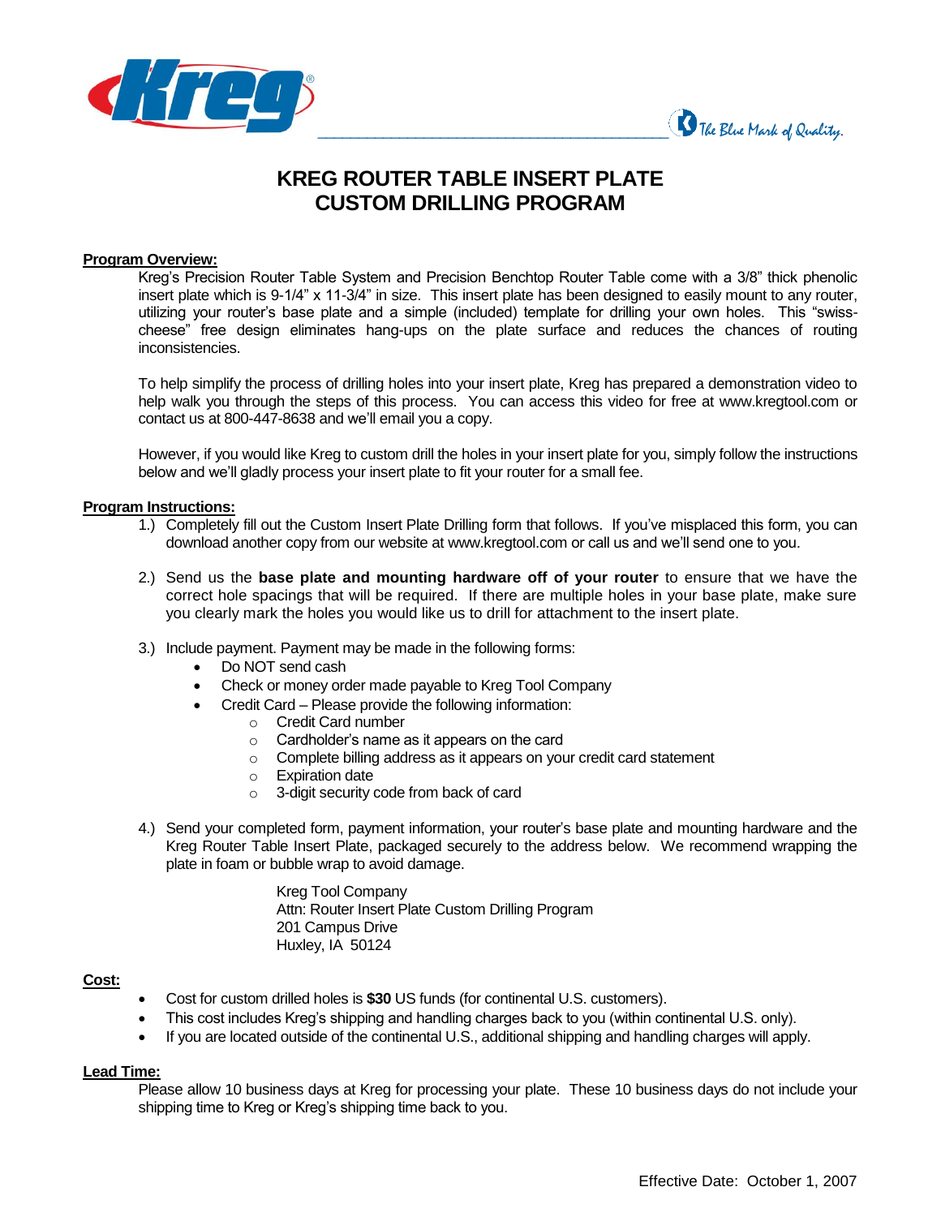# KREG ROUTER TABLE INSERT PLATE CUSTOM DRILLING PROGRAM

**Program Overview:**

Kreg's Precision Router Table System and Precision Benchtop Router Table come with a 3/8" thick phenolic insert plate which is 9-1/4" x 11-3/4" in size. This insert plate has been designed to easily mount to any router, utilizing your router's base plate and a simple (included) template for drilling your own holes. This "swiss-cheese" free design eliminates hang-ups on the plate surface and reduces the chances of routing inconsistencies.

To help simplify the process of drilling holes into your insert plate, Kreg has prepared a demonstration video to help walk you through the steps of this process. You can access this video for free at www.kregtool.com or contact us at 800-447-8638 and we'll email you a copy.

However, if you would like Kreg to custom drill the holes in your insert plate for you, simply follow the instructions below and we'll gladly process your insert plate to fit your router for a small fee.

**Program Instructions:**

1.) Completely fill out the Custom Insert Plate Drilling form that follows. If you've misplaced this form, you can download another copy from our website at www.kregtool.com or call us and we'll send one to you.

2.) Send us the **base plate and mounting hardware off of your router** to ensure that we have the correct hole spacings that will be required. If there are multiple holes in your base plate, make sure you clearly mark the holes you would like us to drill for attachment to the insert plate.

3.) Include payment. Payment may be made in the following forms:
   - Do NOT send cash
   - Check or money order made payable to Kreg Tool Company
   - Credit Card – Please provide the following information:
     - Credit Card number
     - Cardholder's name as it appears on the card
     - Complete billing address as it appears on your credit card statement
     - Expiration date
     - 3-digit security code from back of card

4.) Send your completed form, payment information, your router's base plate and mounting hardware and the Kreg Router Table Insert Plate, packaged securely to the address below. We recommend wrapping the plate in foam or bubble wrap to avoid damage.

Kreg Tool Company
Attn: Router Insert Plate Custom Drilling Program
201 Campus Drive
Huxley, IA 50124

**Cost:**

- Cost for custom drilled holes is **$30** US funds (for continental U.S. customers).
- This cost includes Kreg's shipping and handling charges back to you (within continental U.S. only).
- If you are located outside of the continental U.S., additional shipping and handling charges will apply.

**Lead Time:**

Please allow 10 business days at Kreg for processing your plate. These 10 business days do not include your shipping time to Kreg or Kreg's shipping time back to you.

Effective Date: October 1, 2007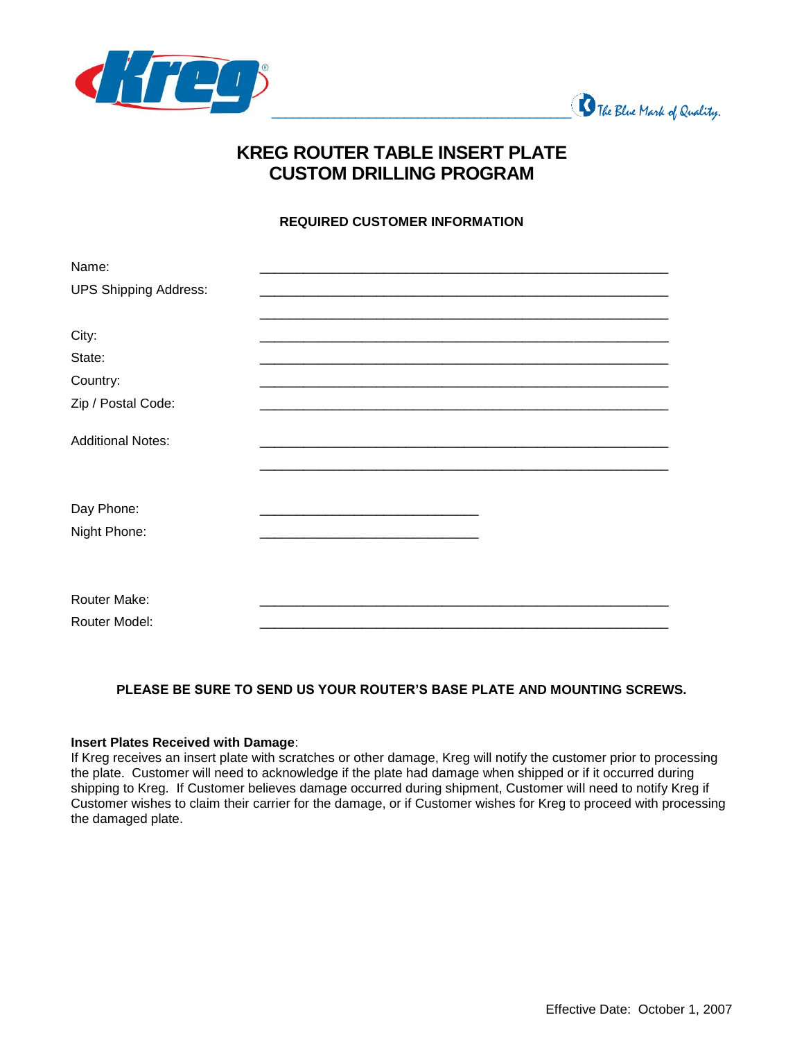Kreg®

The Blue Mark of Quality.

# KREG ROUTER TABLE INSERT PLATE
# CUSTOM DRILLING PROGRAM

**REQUIRED CUSTOMER INFORMATION**

Name: ______________________________________________

UPS Shipping Address: ______________________________________________

______________________________________________

City: ______________________________________________

State: ______________________________________________

Country: ______________________________________________

Zip / Postal Code: ______________________________________________

Additional Notes: ______________________________________________

______________________________________________

Day Phone: ____________________________

Night Phone: ____________________________

Router Make: ______________________________________________

Router Model: ______________________________________________

**PLEASE BE SURE TO SEND US YOUR ROUTER'S BASE PLATE AND MOUNTING SCREWS.**

**Insert Plates Received with Damage**:
If Kreg receives an insert plate with scratches or other damage, Kreg will notify the customer prior to processing the plate. Customer will need to acknowledge if the plate had damage when shipped or if it occurred during shipping to Kreg. If Customer believes damage occurred during shipment, Customer will need to notify Kreg if Customer wishes to claim their carrier for the damage, or if Customer wishes for Kreg to proceed with processing the damaged plate.

Effective Date: October 1, 2007